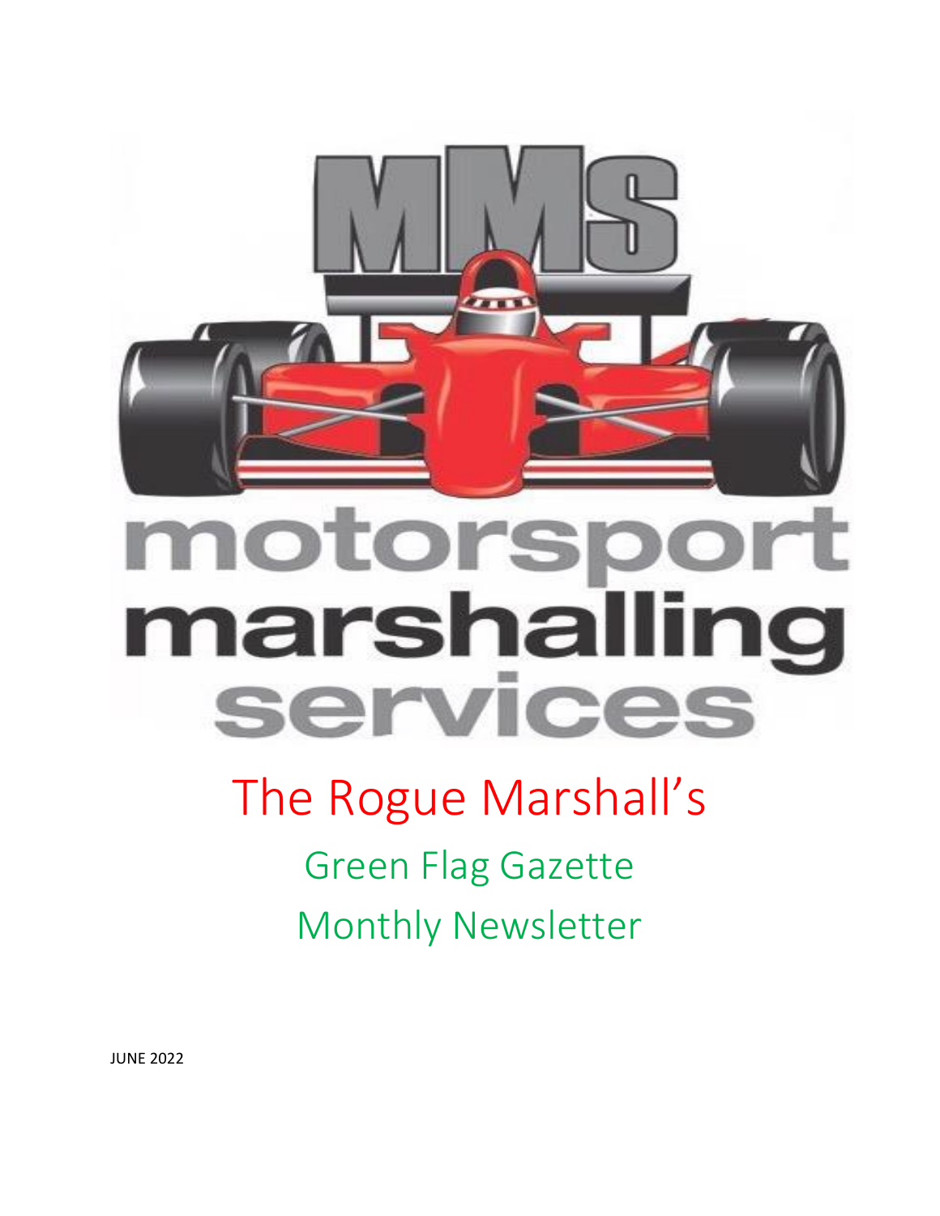MMS

motorsport marshalling services

# The Rogue Marshall's

## Green Flag Gazette

## Monthly Newsletter

JUNE 2022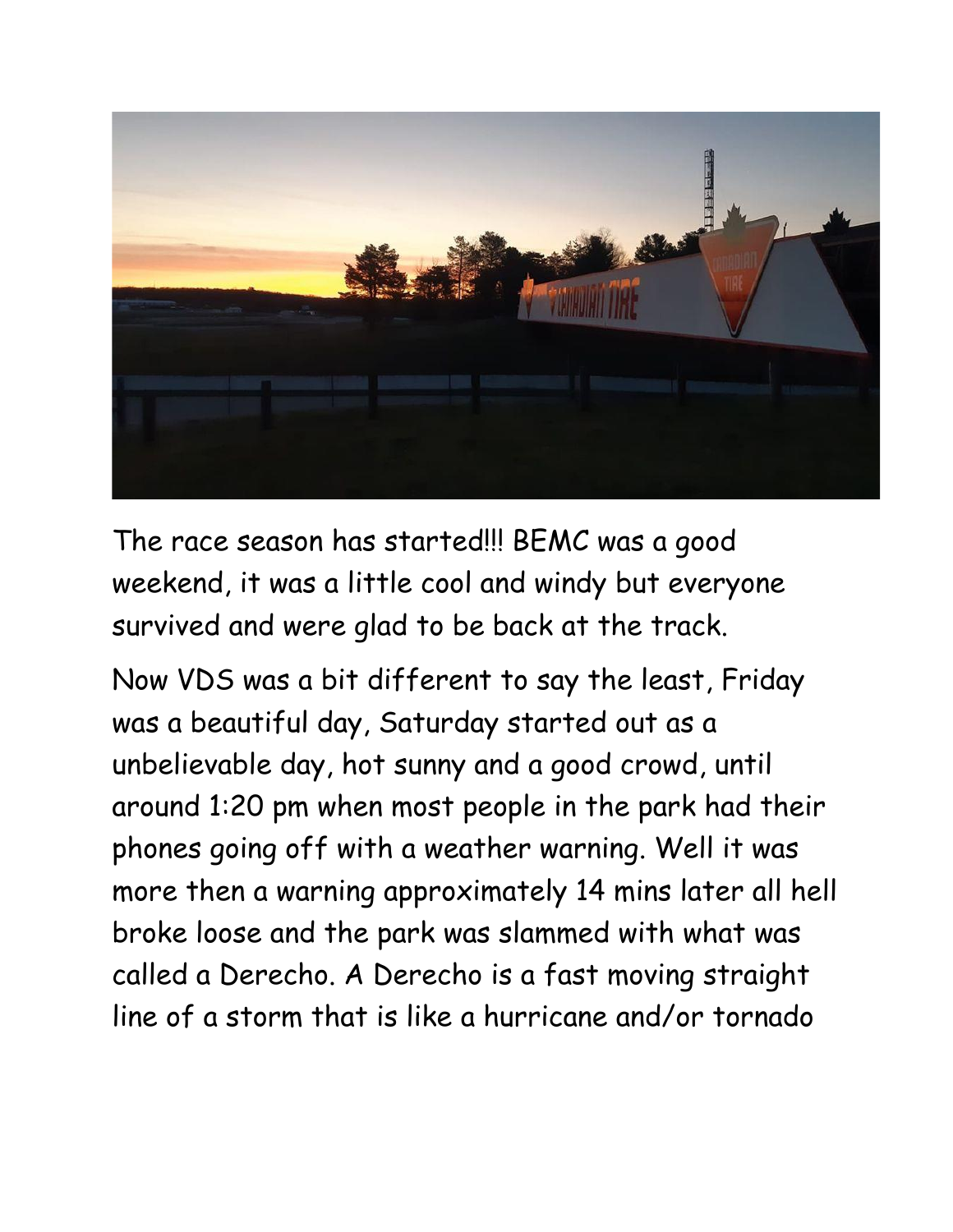The race season has started!!! BEMC was a good weekend, it was a little cool and windy but everyone survived and were glad to be back at the track.

Now VDS was a bit different to say the least, Friday was a beautiful day, Saturday started out as a unbelievable day, hot sunny and a good crowd, until around 1:20 pm when most people in the park had their phones going off with a weather warning. Well it was more then a warning approximately 14 mins later all hell broke loose and the park was slammed with what was called a Derecho. A Derecho is a fast moving straight line of a storm that is like a hurricane and/or tornado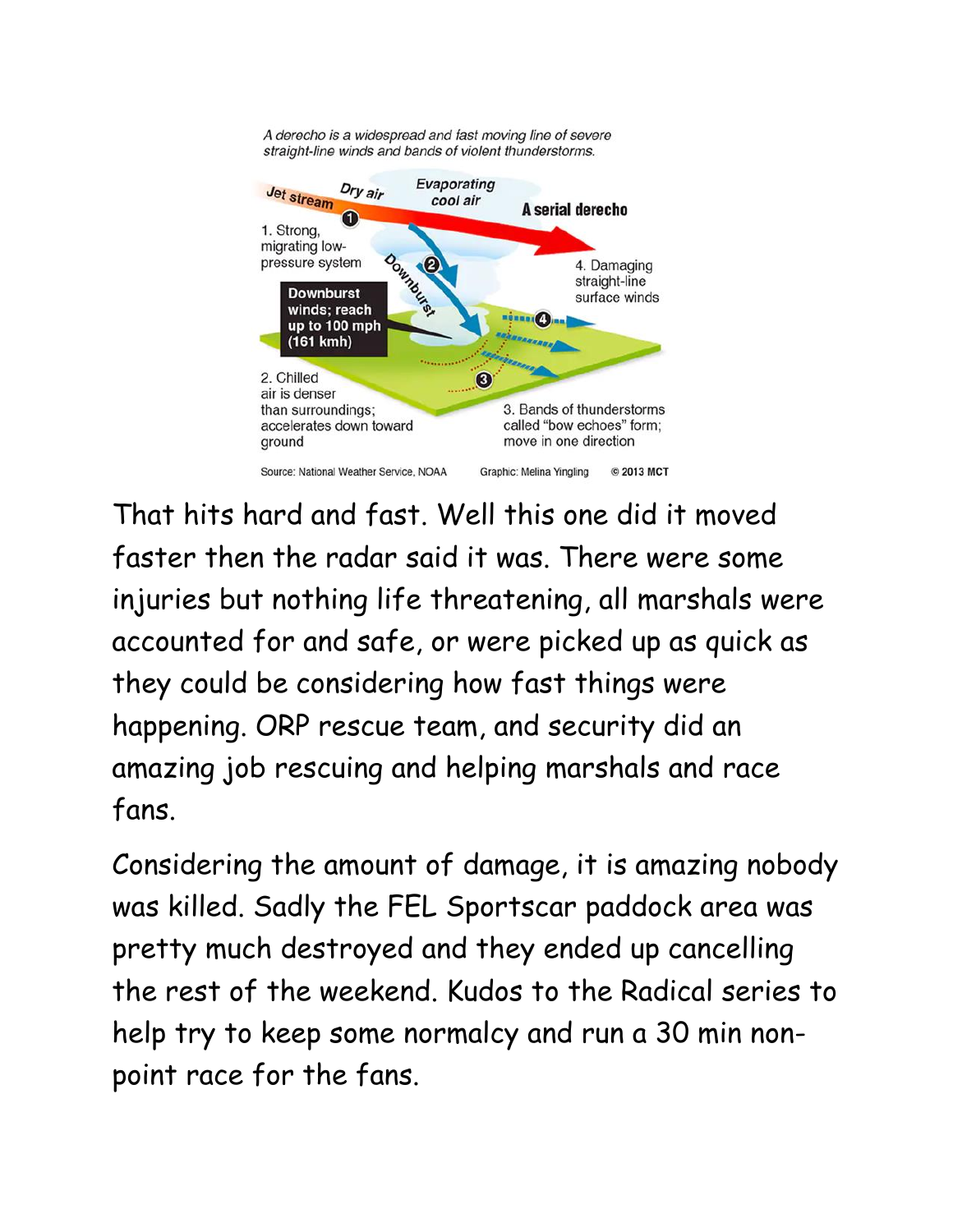A derecho is a widespread and fast moving line of severe straight-line winds and bands of violent thunderstorms.

Jet stream

Dry air

Evaporating cool air

A serial derecho

1. Strong, migrating low-pressure system

Downburst

Downburst winds; reach up to 100 mph (161 kmh)

4. Damaging straight-line surface winds

2. Chilled air is denser than surroundings; accelerates down toward ground

3. Bands of thunderstorms called "bow echoes" form; move in one direction

Source: National Weather Service, NOAA    Graphic: Melina Yingling    © 2013 MCT

That hits hard and fast. Well this one did it moved faster then the radar said it was. There were some injuries but nothing life threatening, all marshals were accounted for and safe, or were picked up as quick as they could be considering how fast things were happening. ORP rescue team, and security did an amazing job rescuing and helping marshals and race fans.

Considering the amount of damage, it is amazing nobody was killed. Sadly the FEL Sportscar paddock area was pretty much destroyed and they ended up cancelling the rest of the weekend. Kudos to the Radical series to help try to keep some normalcy and run a 30 min non-point race for the fans.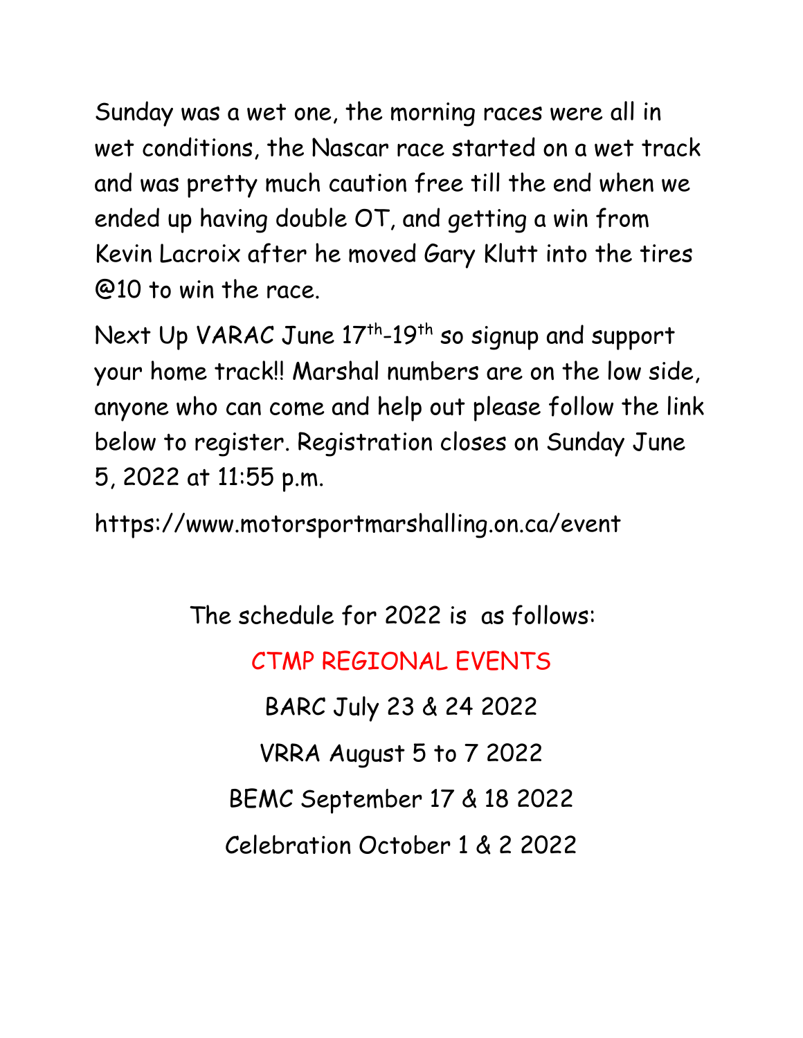Sunday was a wet one, the morning races were all in wet conditions, the Nascar race started on a wet track and was pretty much caution free till the end when we ended up having double OT, and getting a win from Kevin Lacroix after he moved Gary Klutt into the tires @10 to win the race.

Next Up VARAC June 17th-19th so signup and support your home track!! Marshal numbers are on the low side, anyone who can come and help out please follow the link below to register. Registration closes on Sunday June 5, 2022 at 11:55 p.m.

https://www.motorsportmarshalling.on.ca/event

The schedule for 2022 is as follows:

CTMP REGIONAL EVENTS

BARC July 23 & 24 2022

VRRA August 5 to 7 2022

BEMC September 17 & 18 2022

Celebration October 1 & 2 2022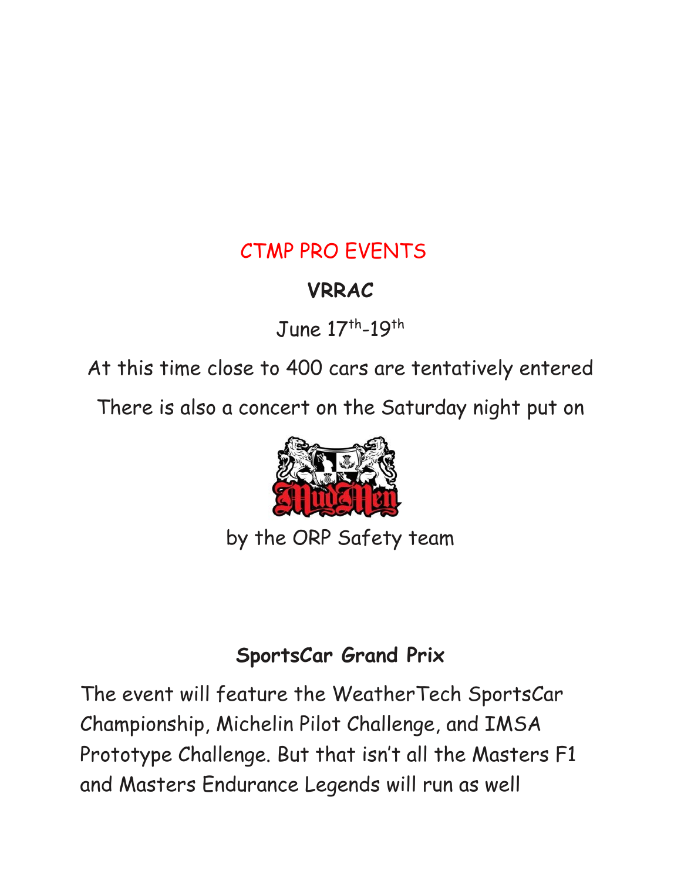CTMP PRO EVENTS

**VRRAC**

June 17th-19th

At this time close to 400 cars are tentatively entered

There is also a concert on the Saturday night put on

MudMen

by the ORP Safety team

**SportsCar Grand Prix**

The event will feature the WeatherTech SportsCar Championship, Michelin Pilot Challenge, and IMSA Prototype Challenge. But that isn't all the Masters F1 and Masters Endurance Legends will run as well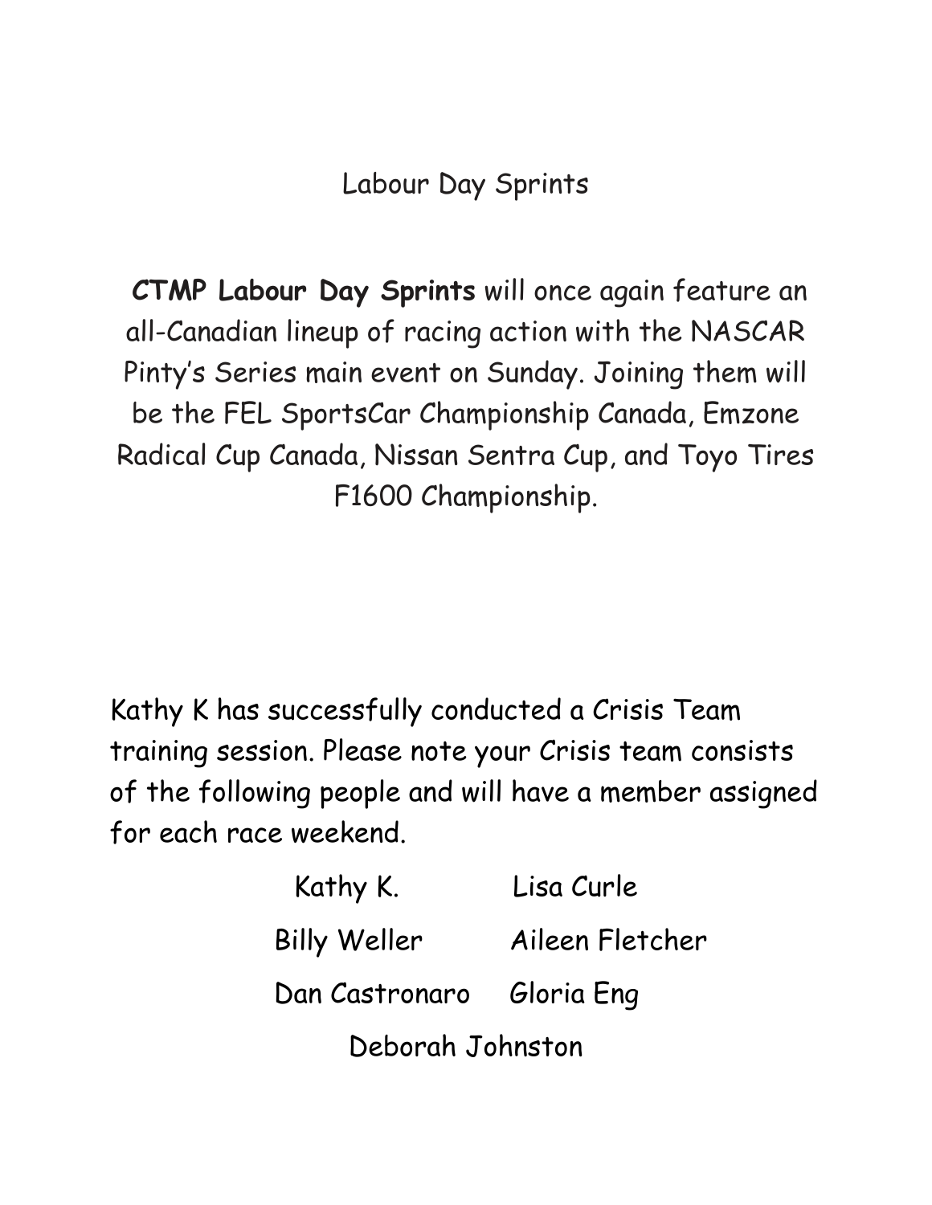## Labour Day Sprints

**CTMP Labour Day Sprints** will once again feature an all-Canadian lineup of racing action with the NASCAR Pinty's Series main event on Sunday. Joining them will be the FEL SportsCar Championship Canada, Emzone Radical Cup Canada, Nissan Sentra Cup, and Toyo Tires F1600 Championship.

Kathy K has successfully conducted a Crisis Team training session. Please note your Crisis team consists of the following people and will have a member assigned for each race weekend.

Kathy K. Lisa Curle

Billy Weller Aileen Fletcher

Dan Castronaro Gloria Eng

Deborah Johnston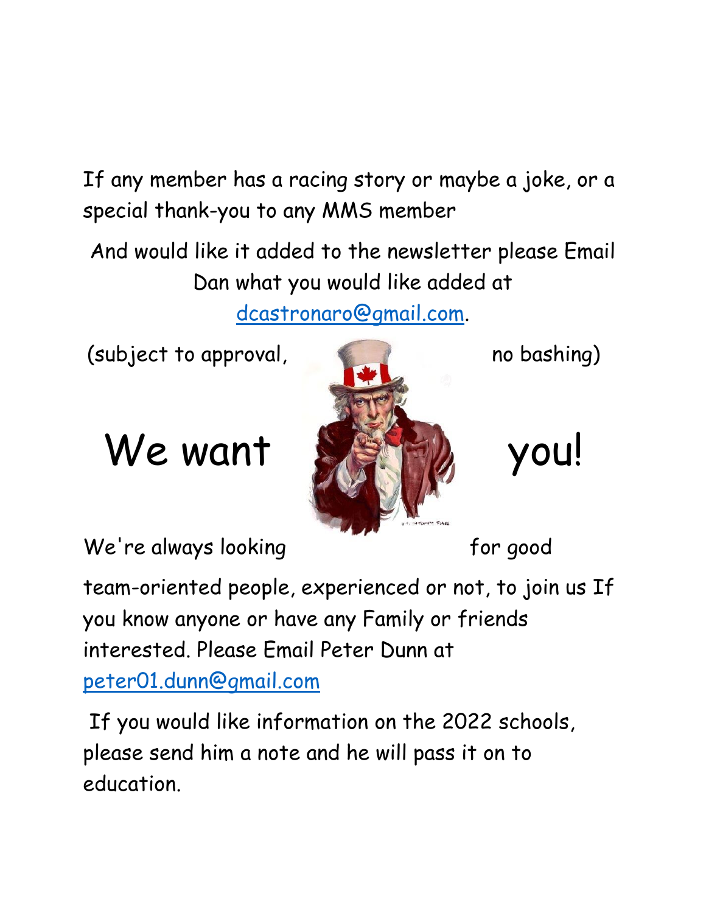If any member has a racing story or maybe a joke, or a special thank-you to any MMS member

And would like it added to the newsletter please Email Dan what you would like added at dcastronaro@gmail.com.

(subject to approval, no bashing)

# We want you!

We're always looking for good team-oriented people, experienced or not, to join us If you know anyone or have any Family or friends interested. Please Email Peter Dunn at peter01.dunn@gmail.com

If you would like information on the 2022 schools, please send him a note and he will pass it on to education.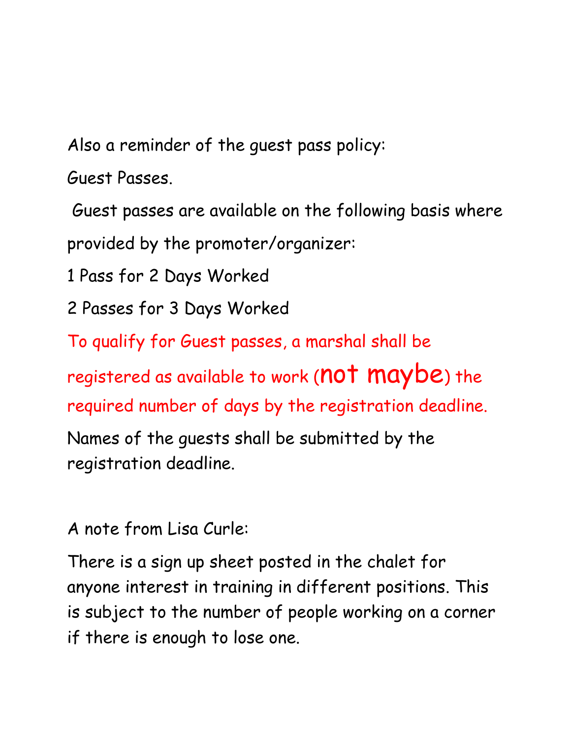Also a reminder of the guest pass policy:

Guest Passes.

Guest passes are available on the following basis where provided by the promoter/organizer:

1 Pass for 2 Days Worked

2 Passes for 3 Days Worked

To qualify for Guest passes, a marshal shall be registered as available to work (**not maybe**) the required number of days by the registration deadline.

Names of the guests shall be submitted by the registration deadline.

A note from Lisa Curle:

There is a sign up sheet posted in the chalet for anyone interest in training in different positions. This is subject to the number of people working on a corner if there is enough to lose one.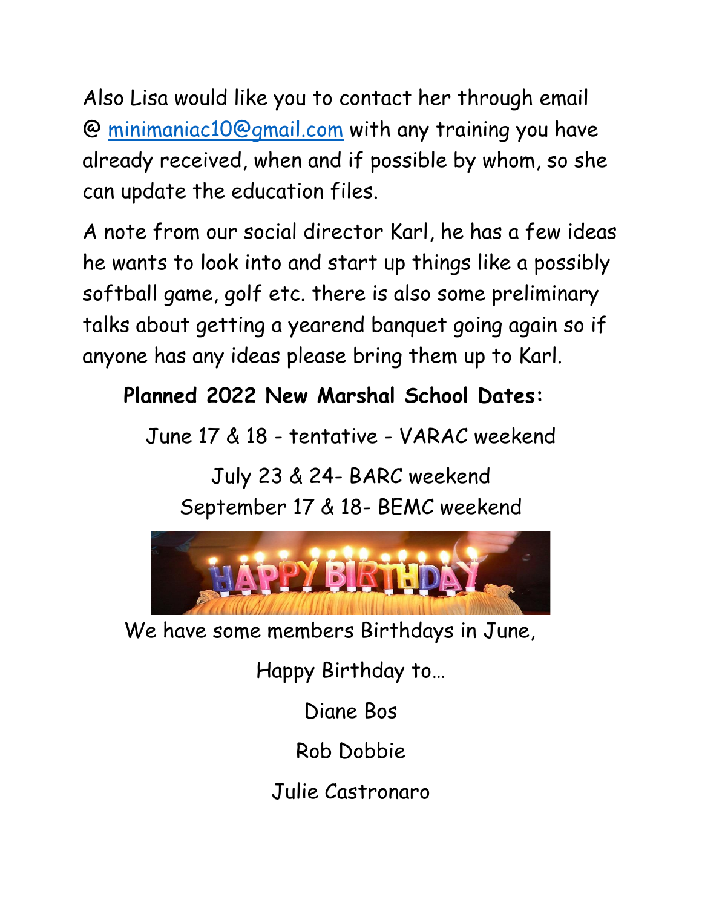Also Lisa would like you to contact her through email @ minimaniac10@gmail.com with any training you have already received, when and if possible by whom, so she can update the education files.

A note from our social director Karl, he has a few ideas he wants to look into and start up things like a possibly softball game, golf etc. there is also some preliminary talks about getting a yearend banquet going again so if anyone has any ideas please bring them up to Karl.

**Planned 2022 New Marshal School Dates:**

June 17 & 18 - tentative - VARAC weekend

July 23 & 24- BARC weekend

September 17 & 18- BEMC weekend

We have some members Birthdays in June,

Happy Birthday to…

Diane Bos

Rob Dobbie

Julie Castronaro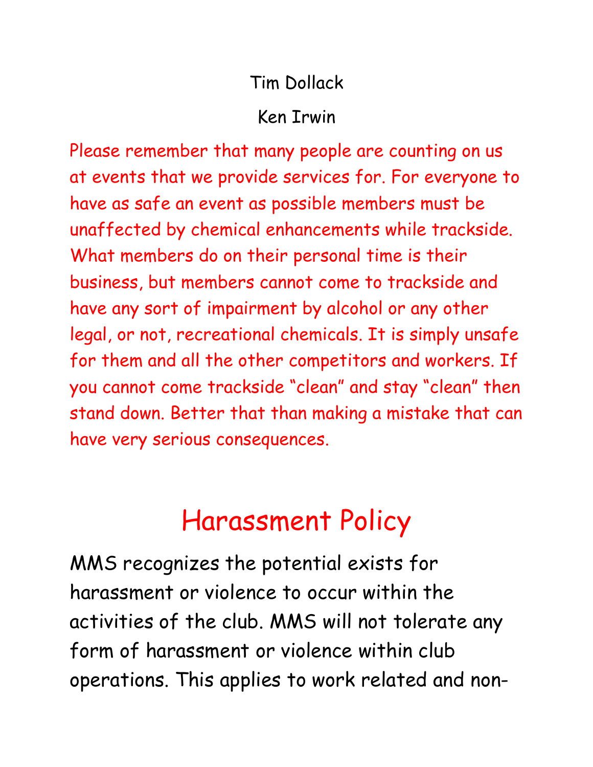Tim Dollack

Ken Irwin

Please remember that many people are counting on us at events that we provide services for. For everyone to have as safe an event as possible members must be unaffected by chemical enhancements while trackside. What members do on their personal time is their business, but members cannot come to trackside and have any sort of impairment by alcohol or any other legal, or not, recreational chemicals. It is simply unsafe for them and all the other competitors and workers. If you cannot come trackside "clean" and stay "clean" then stand down. Better that than making a mistake that can have very serious consequences.

# Harassment Policy

MMS recognizes the potential exists for harassment or violence to occur within the activities of the club. MMS will not tolerate any form of harassment or violence within club operations. This applies to work related and non-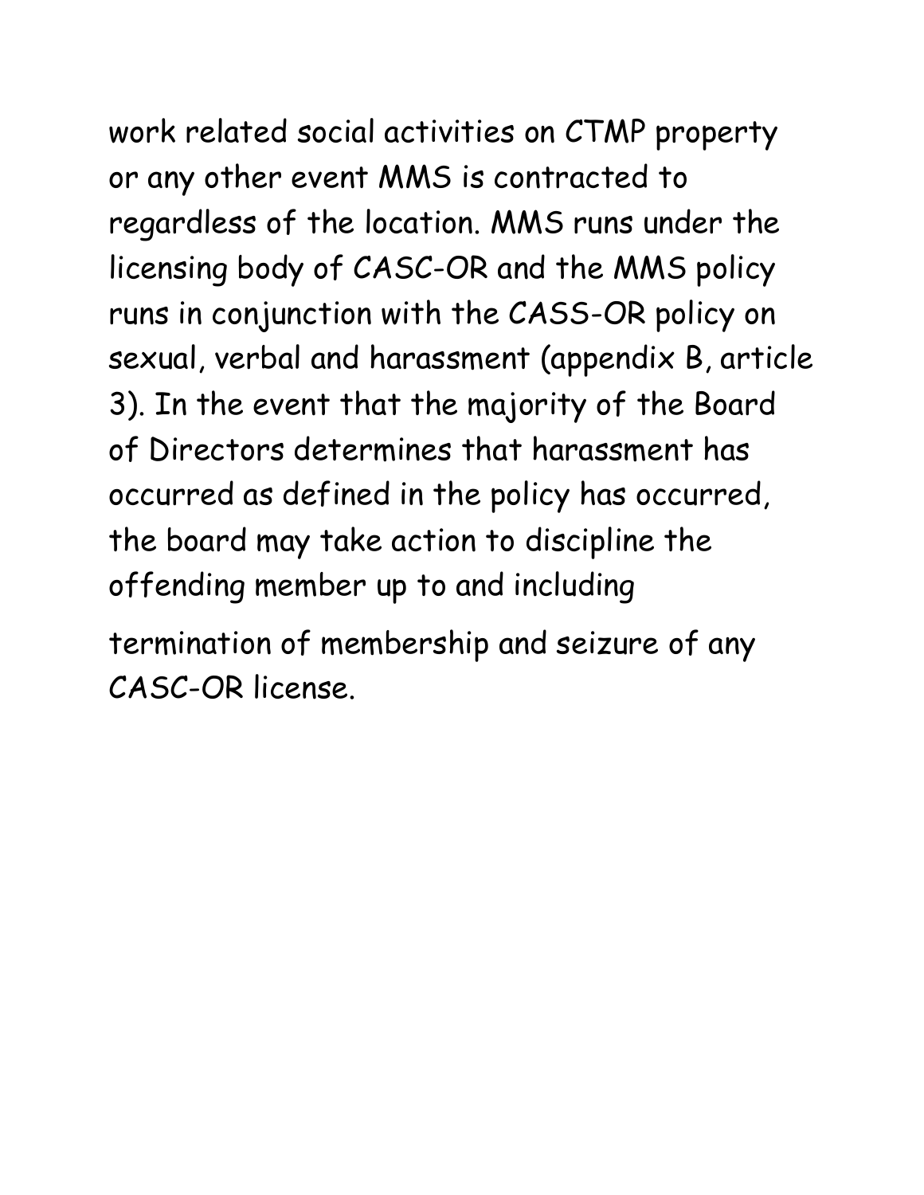work related social activities on CTMP property or any other event MMS is contracted to regardless of the location. MMS runs under the licensing body of CASC-OR and the MMS policy runs in conjunction with the CASS-OR policy on sexual, verbal and harassment (appendix B, article 3). In the event that the majority of the Board of Directors determines that harassment has occurred as defined in the policy has occurred, the board may take action to discipline the offending member up to and including termination of membership and seizure of any CASC-OR license.